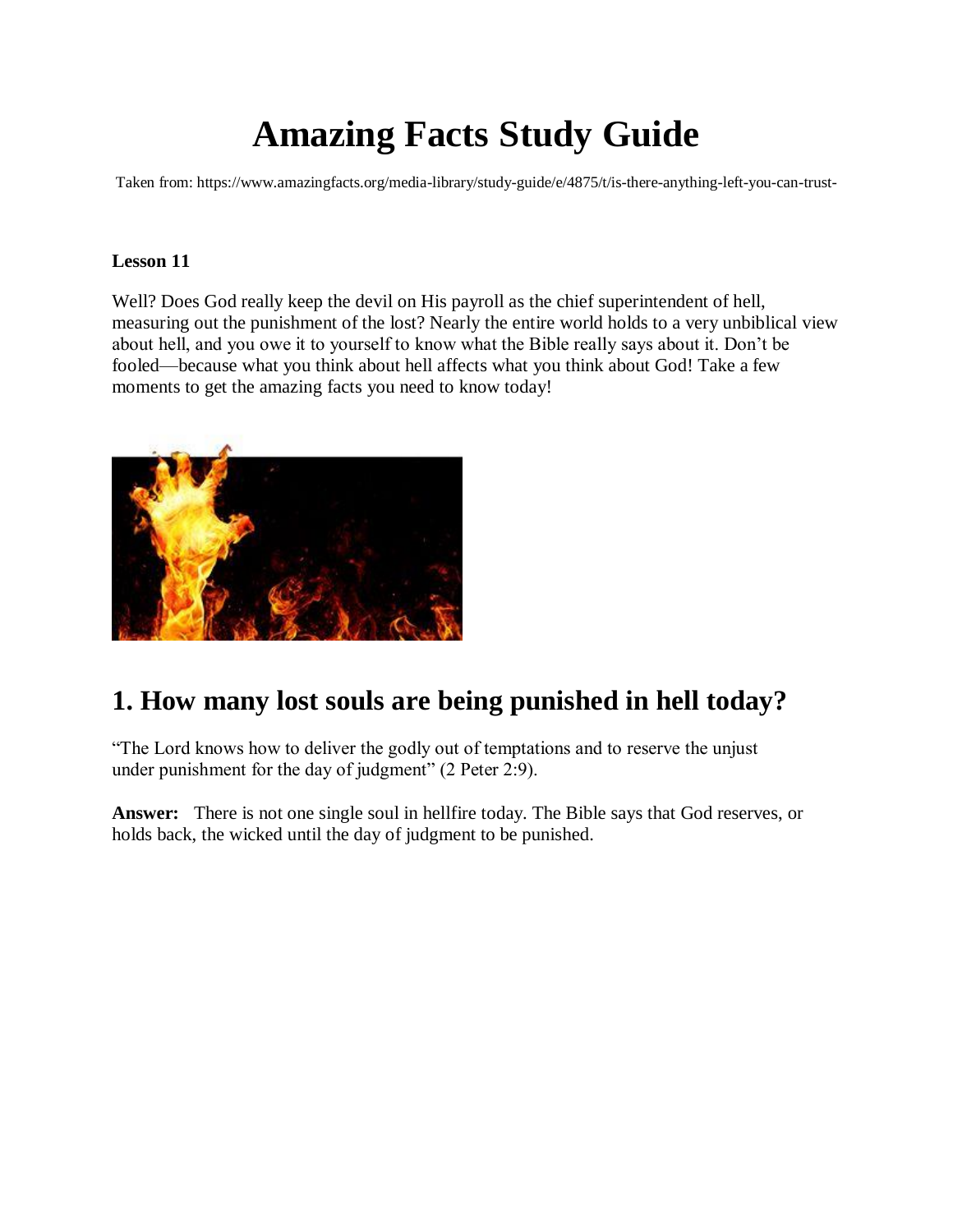# Amazing Facts Study Guide

Taken from: https://www.amazingfacts.org/media-library/study-guide/e/4875/t/is-there-anything-left-you-can-trust-

**Lesson 11**

Well? Does God really keep the devil on His payroll as the chief superintendent of hell, measuring out the punishment of the lost? Nearly the entire world holds to a very unbiblical view about hell, and you owe it to yourself to know what the Bible really says about it. Don't be fooled—because what you think about hell affects what you think about God! Take a few moments to get the amazing facts you need to know today!

## 1. How many lost souls are being punished in hell today?

"The Lord knows how to deliver the godly out of temptations and to reserve the unjust under punishment for the day of judgment" (2 Peter 2:9).

**Answer:** There is not one single soul in hellfire today. The Bible says that God reserves, or holds back, the wicked until the day of judgment to be punished.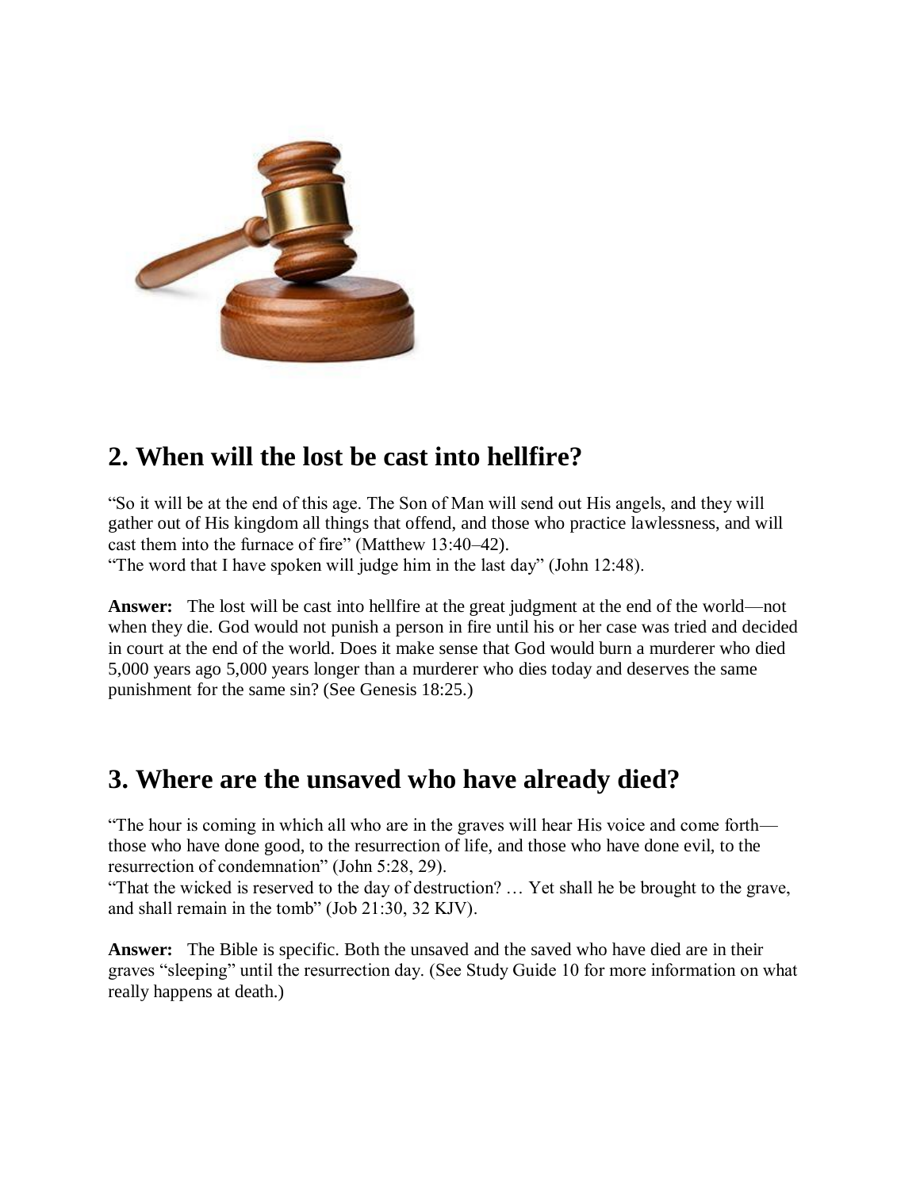## 2. When will the lost be cast into hellfire?

"So it will be at the end of this age. The Son of Man will send out His angels, and they will gather out of His kingdom all things that offend, and those who practice lawlessness, and will cast them into the furnace of fire" (Matthew 13:40–42).
"The word that I have spoken will judge him in the last day" (John 12:48).

**Answer:** The lost will be cast into hellfire at the great judgment at the end of the world—not when they die. God would not punish a person in fire until his or her case was tried and decided in court at the end of the world. Does it make sense that God would burn a murderer who died 5,000 years ago 5,000 years longer than a murderer who dies today and deserves the same punishment for the same sin? (See Genesis 18:25.)

## 3. Where are the unsaved who have already died?

"The hour is coming in which all who are in the graves will hear His voice and come forth—those who have done good, to the resurrection of life, and those who have done evil, to the resurrection of condemnation" (John 5:28, 29).
"That the wicked is reserved to the day of destruction? … Yet shall he be brought to the grave, and shall remain in the tomb" (Job 21:30, 32 KJV).

**Answer:** The Bible is specific. Both the unsaved and the saved who have died are in their graves "sleeping" until the resurrection day. (See Study Guide 10 for more information on what really happens at death.)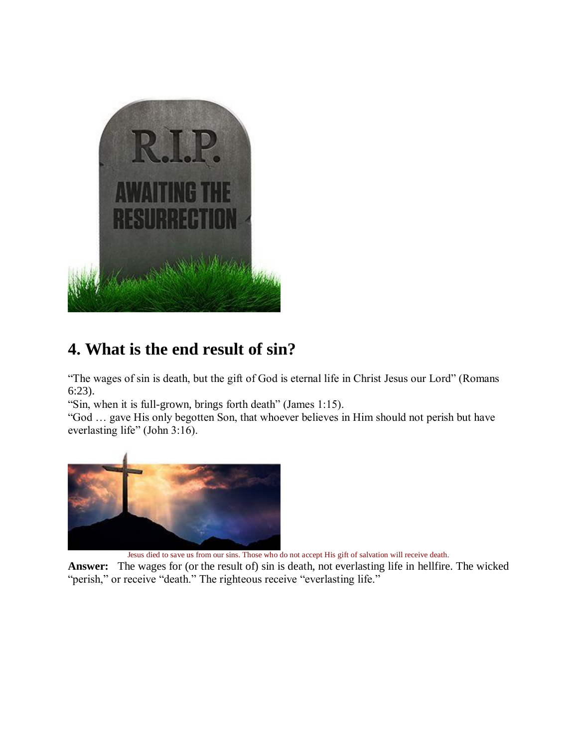## 4. What is the end result of sin?

"The wages of sin is death, but the gift of God is eternal life in Christ Jesus our Lord" (Romans 6:23).
"Sin, when it is full-grown, brings forth death" (James 1:15).
"God … gave His only begotten Son, that whoever believes in Him should not perish but have everlasting life" (John 3:16).

Jesus died to save us from our sins. Those who do not accept His gift of salvation will receive death.

**Answer:** The wages for (or the result of) sin is death, not everlasting life in hellfire. The wicked "perish," or receive "death." The righteous receive "everlasting life."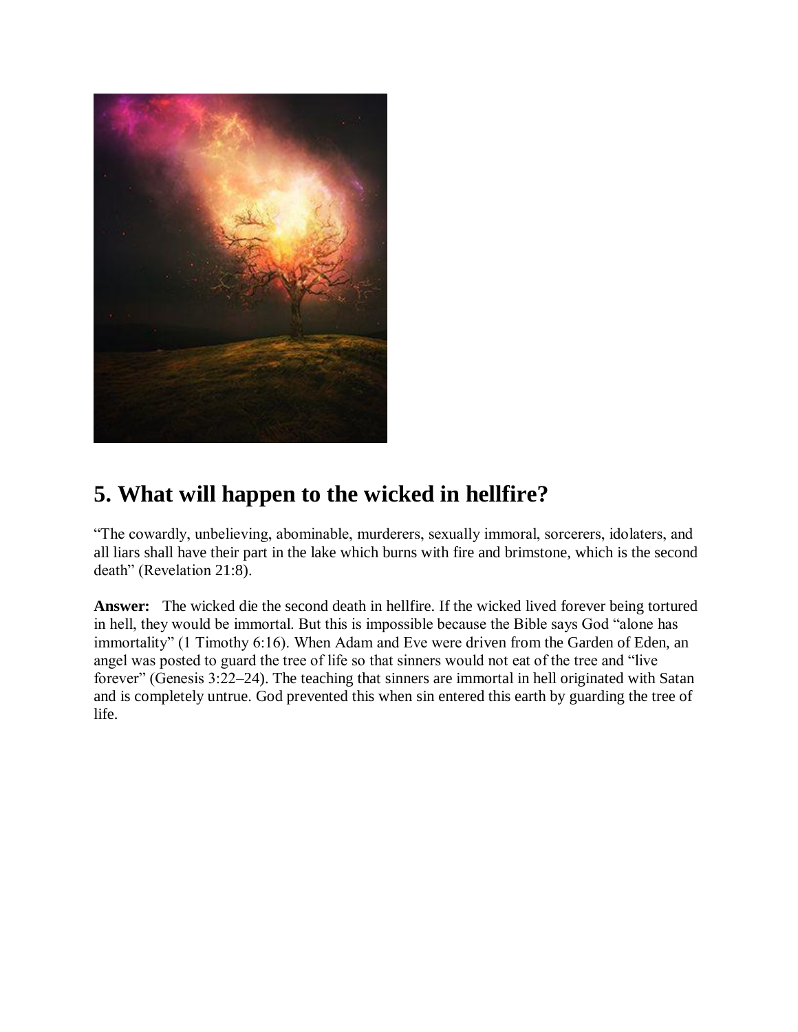## 5. What will happen to the wicked in hellfire?

"The cowardly, unbelieving, abominable, murderers, sexually immoral, sorcerers, idolaters, and all liars shall have their part in the lake which burns with fire and brimstone, which is the second death" (Revelation 21:8).

**Answer:** The wicked die the second death in hellfire. If the wicked lived forever being tortured in hell, they would be immortal. But this is impossible because the Bible says God "alone has immortality" (1 Timothy 6:16). When Adam and Eve were driven from the Garden of Eden, an angel was posted to guard the tree of life so that sinners would not eat of the tree and "live forever" (Genesis 3:22–24). The teaching that sinners are immortal in hell originated with Satan and is completely untrue. God prevented this when sin entered this earth by guarding the tree of life.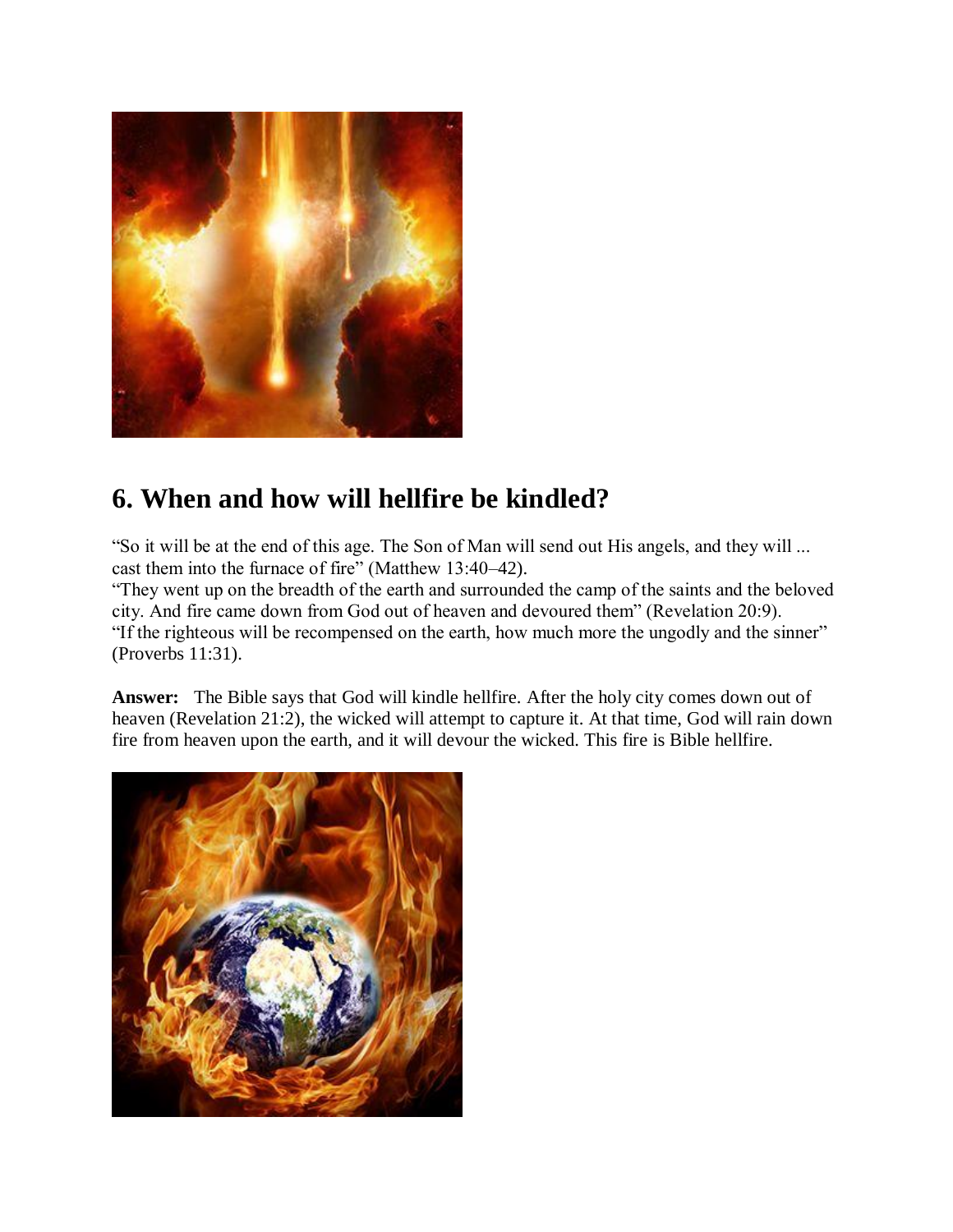## 6. When and how will hellfire be kindled?

"So it will be at the end of this age. The Son of Man will send out His angels, and they will ... cast them into the furnace of fire" (Matthew 13:40–42).
"They went up on the breadth of the earth and surrounded the camp of the saints and the beloved city. And fire came down from God out of heaven and devoured them" (Revelation 20:9).
"If the righteous will be recompensed on the earth, how much more the ungodly and the sinner" (Proverbs 11:31).

**Answer:** The Bible says that God will kindle hellfire. After the holy city comes down out of heaven (Revelation 21:2), the wicked will attempt to capture it. At that time, God will rain down fire from heaven upon the earth, and it will devour the wicked. This fire is Bible hellfire.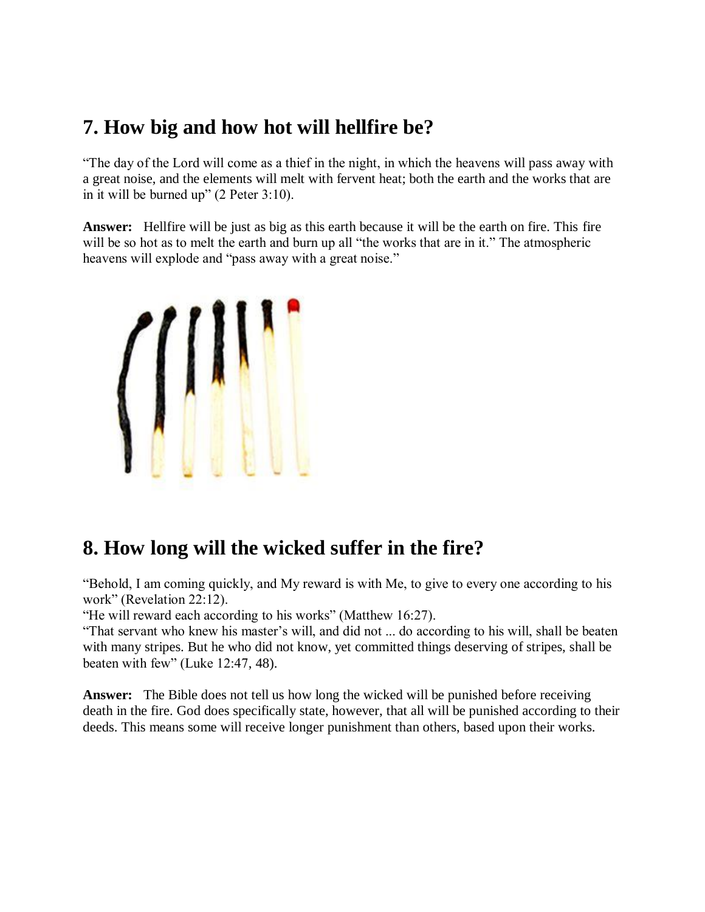## 7. How big and how hot will hellfire be?

"The day of the Lord will come as a thief in the night, in which the heavens will pass away with a great noise, and the elements will melt with fervent heat; both the earth and the works that are in it will be burned up" (2 Peter 3:10).

**Answer:** Hellfire will be just as big as this earth because it will be the earth on fire. This fire will be so hot as to melt the earth and burn up all "the works that are in it." The atmospheric heavens will explode and "pass away with a great noise."

## 8. How long will the wicked suffer in the fire?

"Behold, I am coming quickly, and My reward is with Me, to give to every one according to his work" (Revelation 22:12).
"He will reward each according to his works" (Matthew 16:27).
"That servant who knew his master's will, and did not ... do according to his will, shall be beaten with many stripes. But he who did not know, yet committed things deserving of stripes, shall be beaten with few" (Luke 12:47, 48).

**Answer:** The Bible does not tell us how long the wicked will be punished before receiving death in the fire. God does specifically state, however, that all will be punished according to their deeds. This means some will receive longer punishment than others, based upon their works.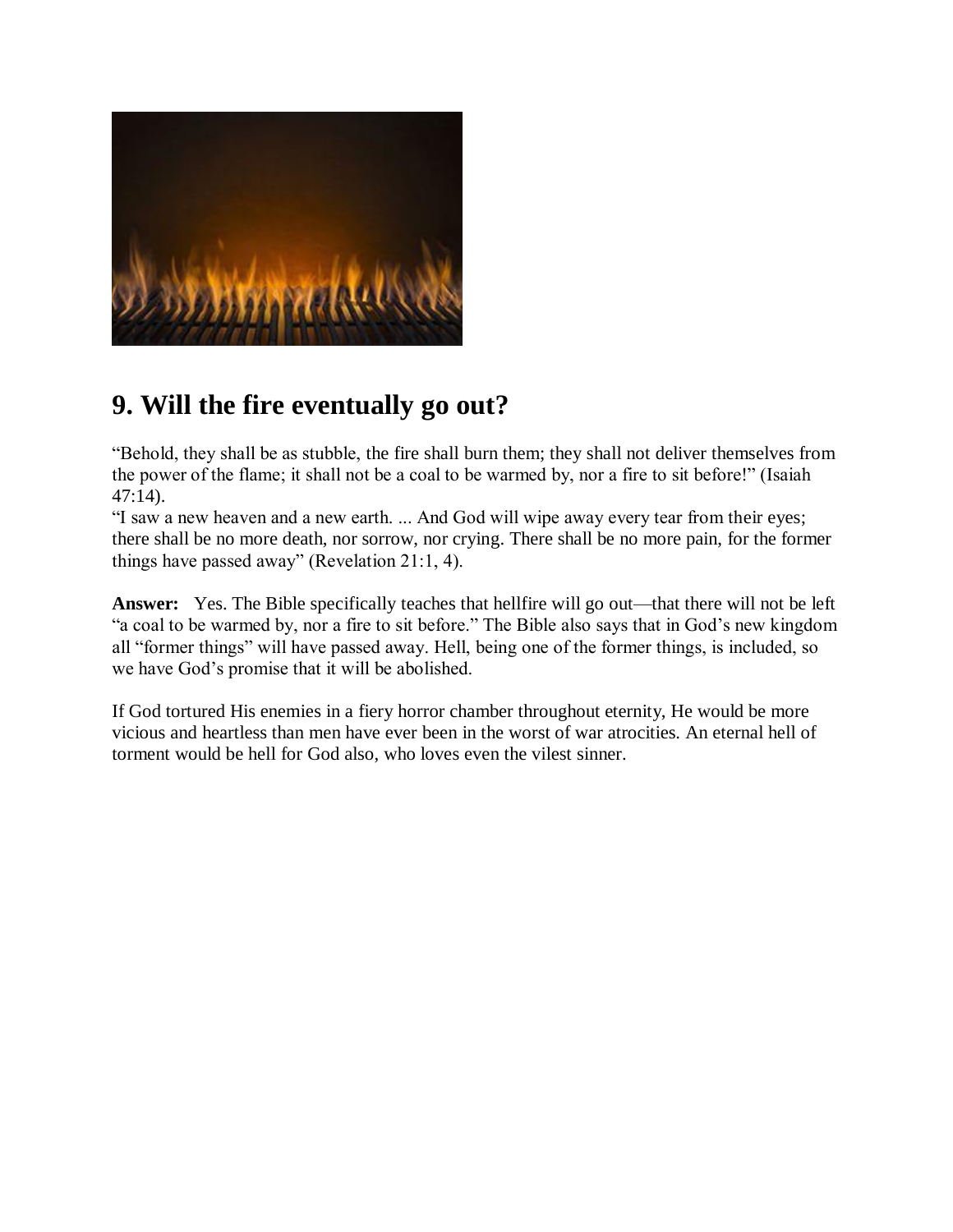## 9. Will the fire eventually go out?

“Behold, they shall be as stubble, the fire shall burn them; they shall not deliver themselves from the power of the flame; it shall not be a coal to be warmed by, nor a fire to sit before!” (Isaiah 47:14).

“I saw a new heaven and a new earth. ... And God will wipe away every tear from their eyes; there shall be no more death, nor sorrow, nor crying. There shall be no more pain, for the former things have passed away” (Revelation 21:1, 4).

**Answer:** Yes. The Bible specifically teaches that hellfire will go out—that there will not be left “a coal to be warmed by, nor a fire to sit before.” The Bible also says that in God’s new kingdom all “former things” will have passed away. Hell, being one of the former things, is included, so we have God’s promise that it will be abolished.

If God tortured His enemies in a fiery horror chamber throughout eternity, He would be more vicious and heartless than men have ever been in the worst of war atrocities. An eternal hell of torment would be hell for God also, who loves even the vilest sinner.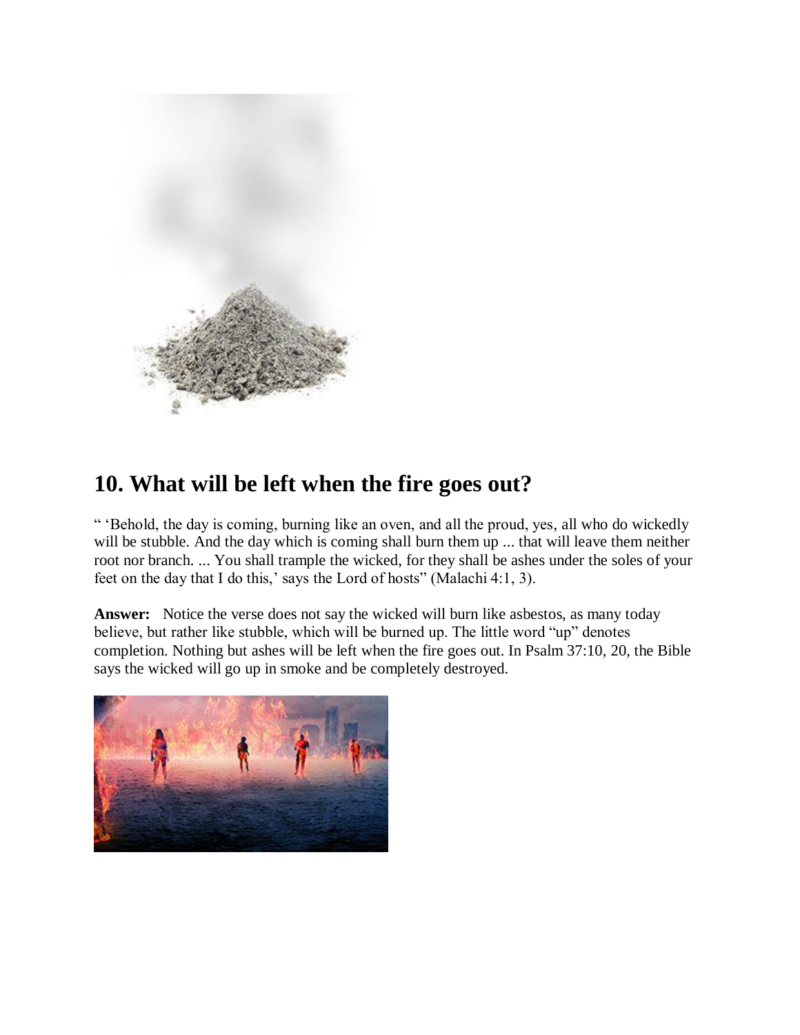## 10. What will be left when the fire goes out?

" 'Behold, the day is coming, burning like an oven, and all the proud, yes, all who do wickedly will be stubble. And the day which is coming shall burn them up ... that will leave them neither root nor branch. ... You shall trample the wicked, for they shall be ashes under the soles of your feet on the day that I do this,' says the Lord of hosts" (Malachi 4:1, 3).

**Answer:** Notice the verse does not say the wicked will burn like asbestos, as many today believe, but rather like stubble, which will be burned up. The little word "up" denotes completion. Nothing but ashes will be left when the fire goes out. In Psalm 37:10, 20, the Bible says the wicked will go up in smoke and be completely destroyed.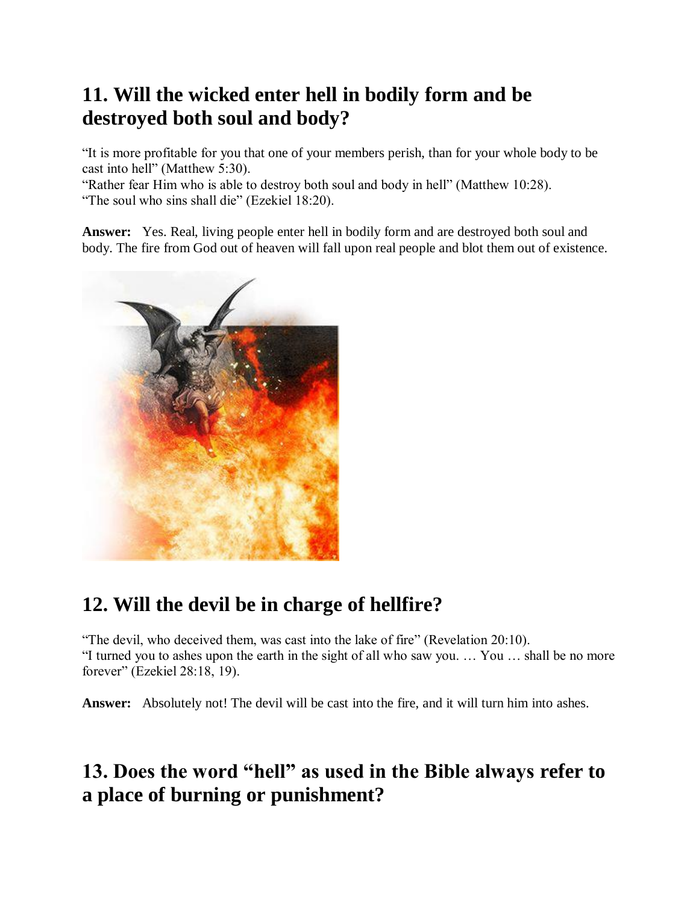## 11. Will the wicked enter hell in bodily form and be destroyed both soul and body?

"It is more profitable for you that one of your members perish, than for your whole body to be cast into hell" (Matthew 5:30).
"Rather fear Him who is able to destroy both soul and body in hell" (Matthew 10:28).
"The soul who sins shall die" (Ezekiel 18:20).

**Answer:** Yes. Real, living people enter hell in bodily form and are destroyed both soul and body. The fire from God out of heaven will fall upon real people and blot them out of existence.

## 12. Will the devil be in charge of hellfire?

"The devil, who deceived them, was cast into the lake of fire" (Revelation 20:10).
"I turned you to ashes upon the earth in the sight of all who saw you. … You … shall be no more forever" (Ezekiel 28:18, 19).

**Answer:** Absolutely not! The devil will be cast into the fire, and it will turn him into ashes.

## 13. Does the word "hell" as used in the Bible always refer to a place of burning or punishment?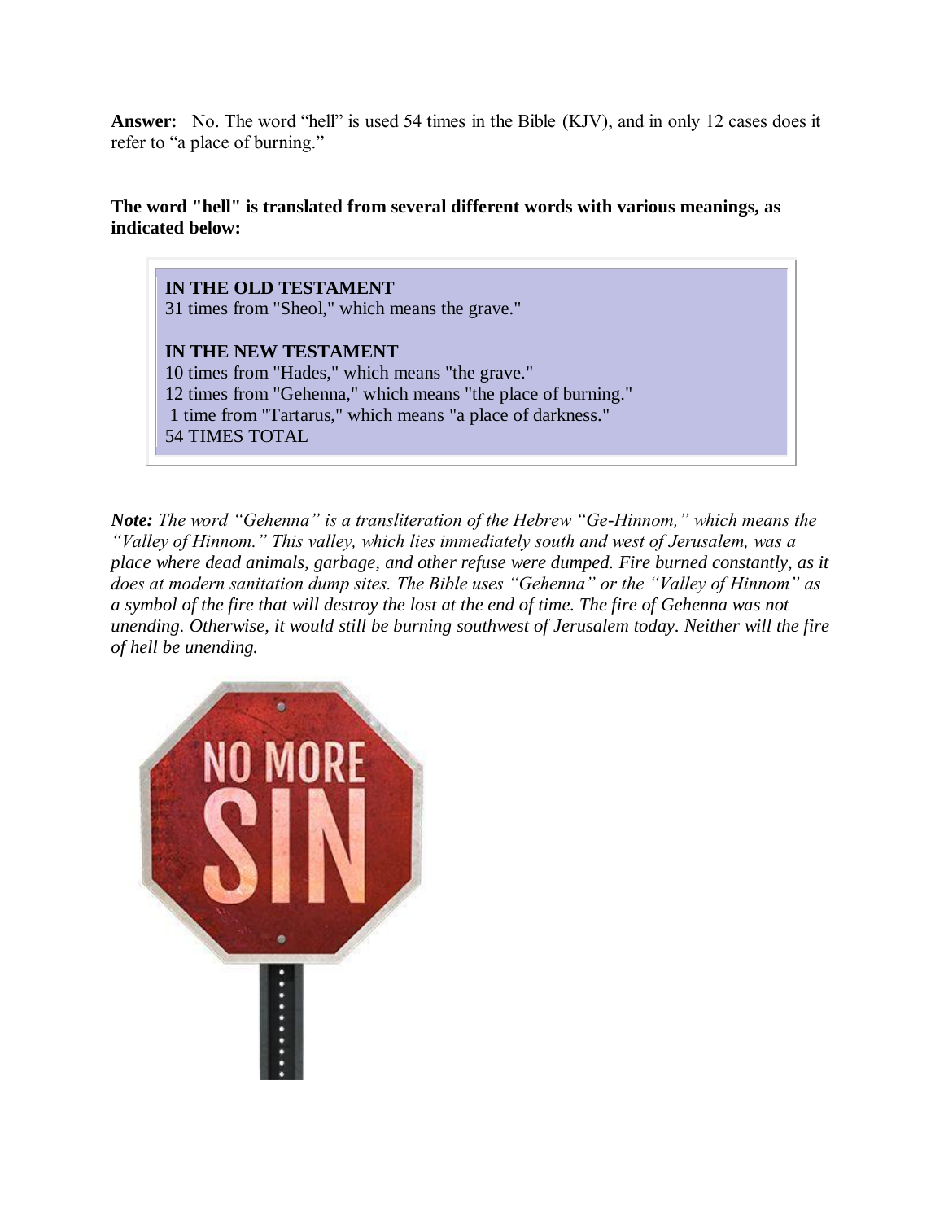**Answer:** No. The word "hell" is used 54 times in the Bible (KJV), and in only 12 cases does it refer to "a place of burning."

**The word "hell" is translated from several different words with various meanings, as indicated below:**

**IN THE OLD TESTAMENT**
31 times from "Sheol," which means the grave."

**IN THE NEW TESTAMENT**
10 times from "Hades," which means "the grave."
12 times from "Gehenna," which means "the place of burning."
1 time from "Tartarus," which means "a place of darkness."
54 TIMES TOTAL

***Note:*** *The word "Gehenna" is a transliteration of the Hebrew "Ge-Hinnom," which means the "Valley of Hinnom." This valley, which lies immediately south and west of Jerusalem, was a place where dead animals, garbage, and other refuse were dumped. Fire burned constantly, as it does at modern sanitation dump sites. The Bible uses "Gehenna" or the "Valley of Hinnom" as a symbol of the fire that will destroy the lost at the end of time. The fire of Gehenna was not unending. Otherwise, it would still be burning southwest of Jerusalem today. Neither will the fire of hell be unending.*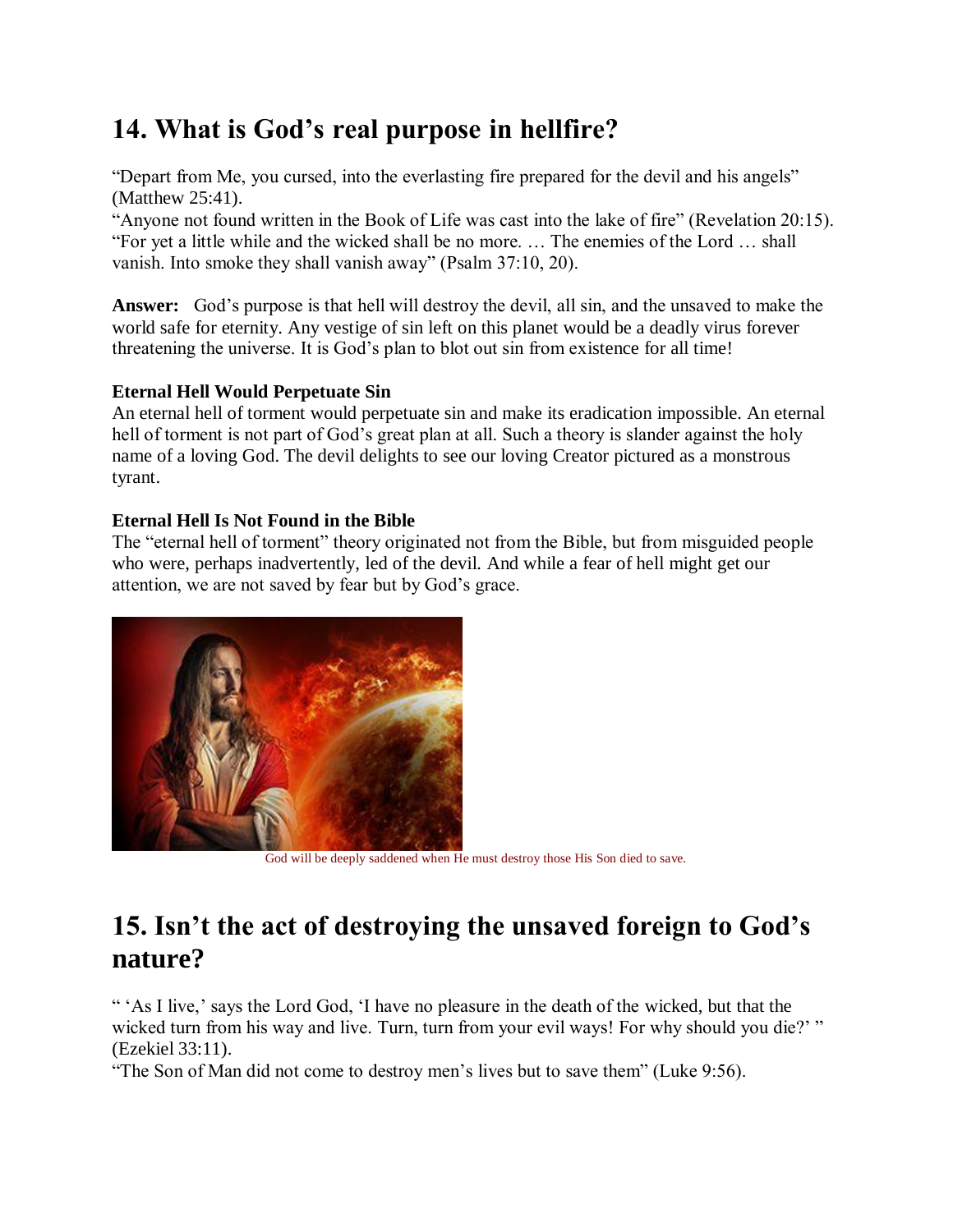## 14. What is God's real purpose in hellfire?

"Depart from Me, you cursed, into the everlasting fire prepared for the devil and his angels" (Matthew 25:41).
"Anyone not found written in the Book of Life was cast into the lake of fire" (Revelation 20:15).
"For yet a little while and the wicked shall be no more. … The enemies of the Lord … shall vanish. Into smoke they shall vanish away" (Psalm 37:10, 20).

**Answer:** God's purpose is that hell will destroy the devil, all sin, and the unsaved to make the world safe for eternity. Any vestige of sin left on this planet would be a deadly virus forever threatening the universe. It is God's plan to blot out sin from existence for all time!

**Eternal Hell Would Perpetuate Sin**
An eternal hell of torment would perpetuate sin and make its eradication impossible. An eternal hell of torment is not part of God's great plan at all. Such a theory is slander against the holy name of a loving God. The devil delights to see our loving Creator pictured as a monstrous tyrant.

**Eternal Hell Is Not Found in the Bible**
The "eternal hell of torment" theory originated not from the Bible, but from misguided people who were, perhaps inadvertently, led of the devil. And while a fear of hell might get our attention, we are not saved by fear but by God's grace.

God will be deeply saddened when He must destroy those His Son died to save.

## 15. Isn't the act of destroying the unsaved foreign to God's nature?

" 'As I live,' says the Lord God, 'I have no pleasure in the death of the wicked, but that the wicked turn from his way and live. Turn, turn from your evil ways! For why should you die?' " (Ezekiel 33:11).
"The Son of Man did not come to destroy men's lives but to save them" (Luke 9:56).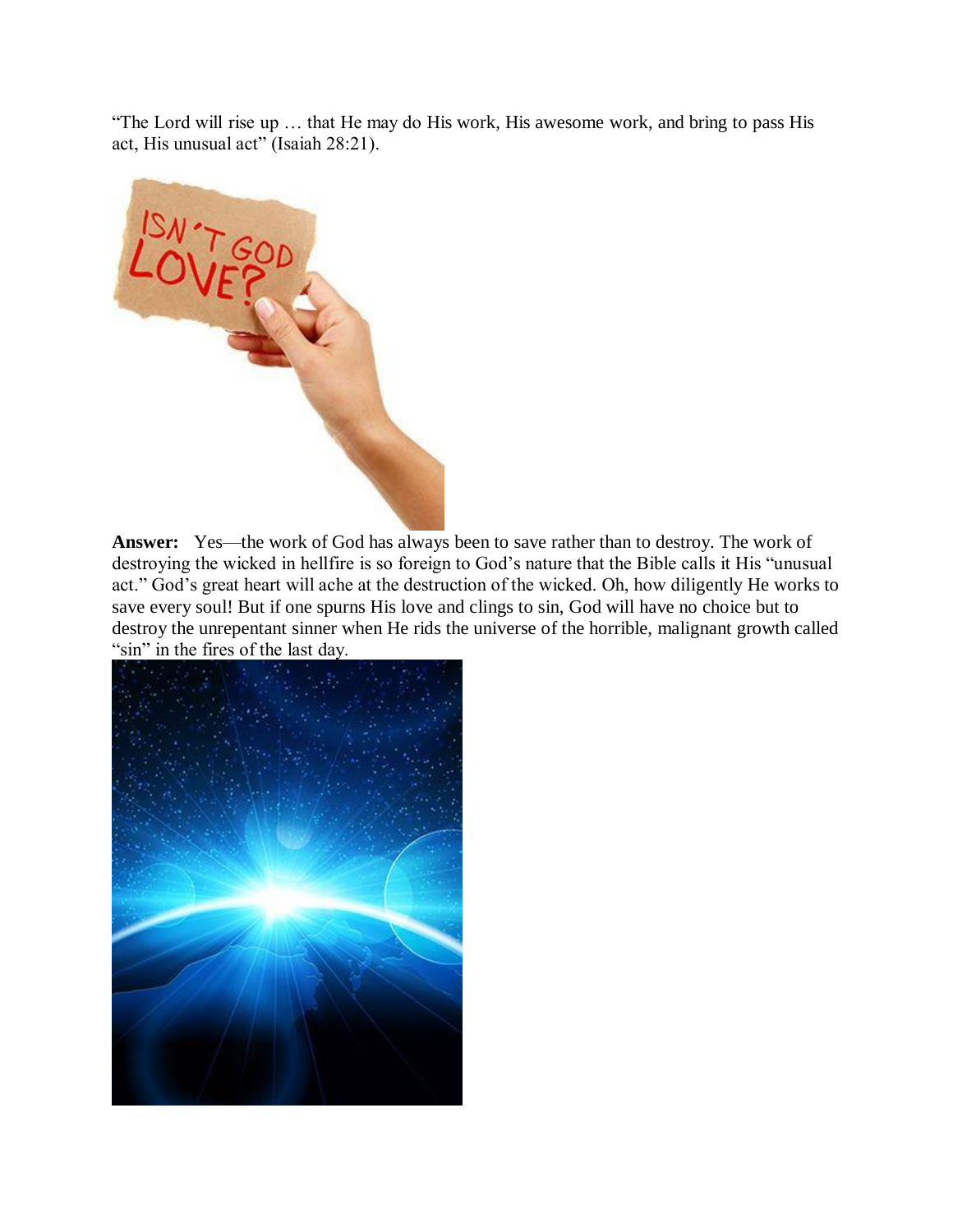"The Lord will rise up … that He may do His work, His awesome work, and bring to pass His act, His unusual act" (Isaiah 28:21).

**Answer:** Yes—the work of God has always been to save rather than to destroy. The work of destroying the wicked in hellfire is so foreign to God's nature that the Bible calls it His "unusual act." God's great heart will ache at the destruction of the wicked. Oh, how diligently He works to save every soul! But if one spurns His love and clings to sin, God will have no choice but to destroy the unrepentant sinner when He rids the universe of the horrible, malignant growth called "sin" in the fires of the last day.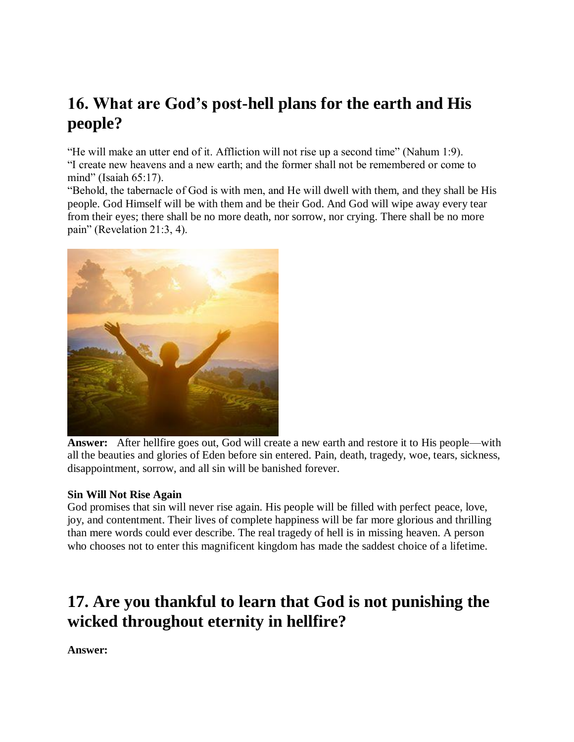## 16. What are God's post-hell plans for the earth and His people?

"He will make an utter end of it. Affliction will not rise up a second time" (Nahum 1:9).
"I create new heavens and a new earth; and the former shall not be remembered or come to mind" (Isaiah 65:17).
"Behold, the tabernacle of God is with men, and He will dwell with them, and they shall be His people. God Himself will be with them and be their God. And God will wipe away every tear from their eyes; there shall be no more death, nor sorrow, nor crying. There shall be no more pain" (Revelation 21:3, 4).

**Answer:** After hellfire goes out, God will create a new earth and restore it to His people—with all the beauties and glories of Eden before sin entered. Pain, death, tragedy, woe, tears, sickness, disappointment, sorrow, and all sin will be banished forever.

**Sin Will Not Rise Again**
God promises that sin will never rise again. His people will be filled with perfect peace, love, joy, and contentment. Their lives of complete happiness will be far more glorious and thrilling than mere words could ever describe. The real tragedy of hell is in missing heaven. A person who chooses not to enter this magnificent kingdom has made the saddest choice of a lifetime.

## 17. Are you thankful to learn that God is not punishing the wicked throughout eternity in hellfire?

**Answer:**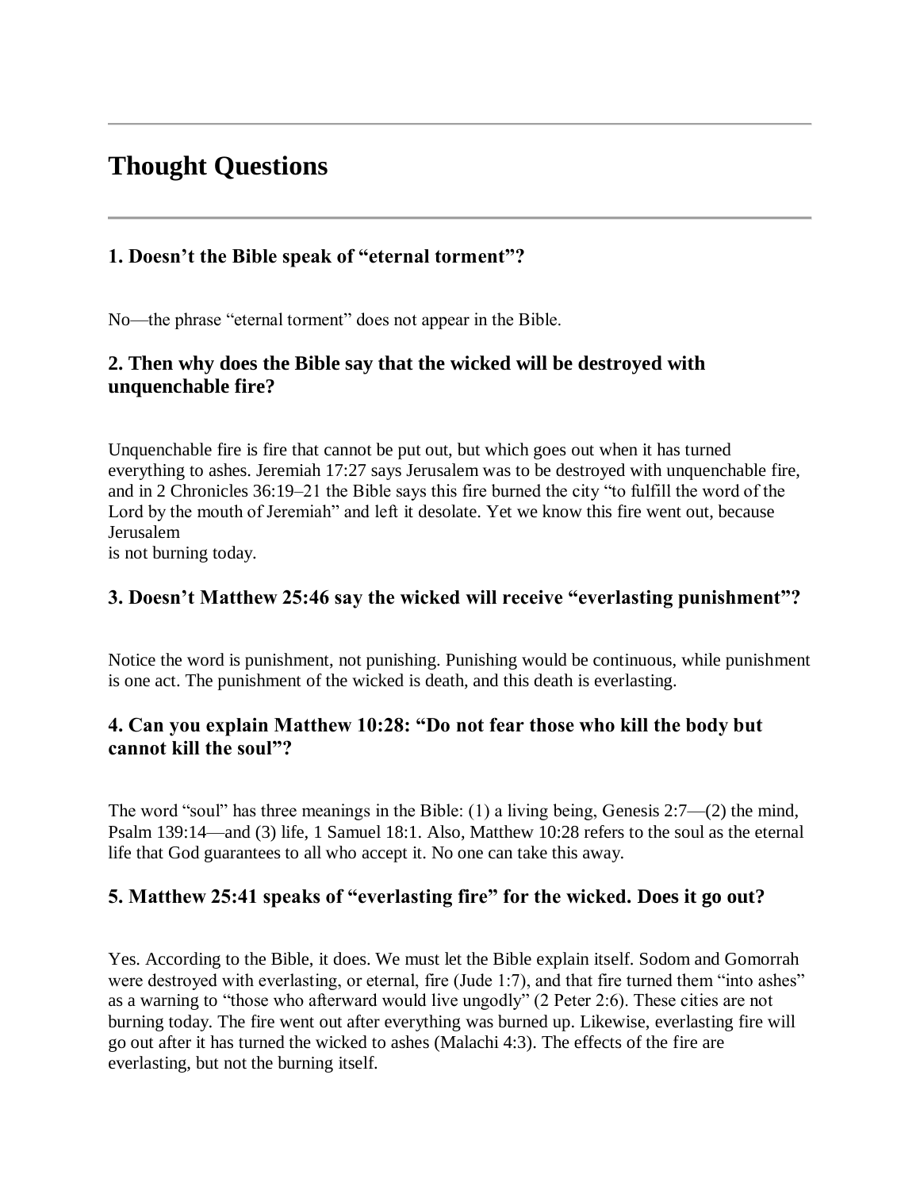---

# Thought Questions

---

### 1. Doesn't the Bible speak of "eternal torment"?

No—the phrase "eternal torment" does not appear in the Bible.

### 2. Then why does the Bible say that the wicked will be destroyed with unquenchable fire?

Unquenchable fire is fire that cannot be put out, but which goes out when it has turned everything to ashes. Jeremiah 17:27 says Jerusalem was to be destroyed with unquenchable fire, and in 2 Chronicles 36:19–21 the Bible says this fire burned the city "to fulfill the word of the Lord by the mouth of Jeremiah" and left it desolate. Yet we know this fire went out, because Jerusalem is not burning today.

### 3. Doesn't Matthew 25:46 say the wicked will receive "everlasting punishment"?

Notice the word is punishment, not punishing. Punishing would be continuous, while punishment is one act. The punishment of the wicked is death, and this death is everlasting.

### 4. Can you explain Matthew 10:28: "Do not fear those who kill the body but cannot kill the soul"?

The word "soul" has three meanings in the Bible: (1) a living being, Genesis 2:7—(2) the mind, Psalm 139:14—and (3) life, 1 Samuel 18:1. Also, Matthew 10:28 refers to the soul as the eternal life that God guarantees to all who accept it. No one can take this away.

### 5. Matthew 25:41 speaks of "everlasting fire" for the wicked. Does it go out?

Yes. According to the Bible, it does. We must let the Bible explain itself. Sodom and Gomorrah were destroyed with everlasting, or eternal, fire (Jude 1:7), and that fire turned them "into ashes" as a warning to "those who afterward would live ungodly" (2 Peter 2:6). These cities are not burning today. The fire went out after everything was burned up. Likewise, everlasting fire will go out after it has turned the wicked to ashes (Malachi 4:3). The effects of the fire are everlasting, but not the burning itself.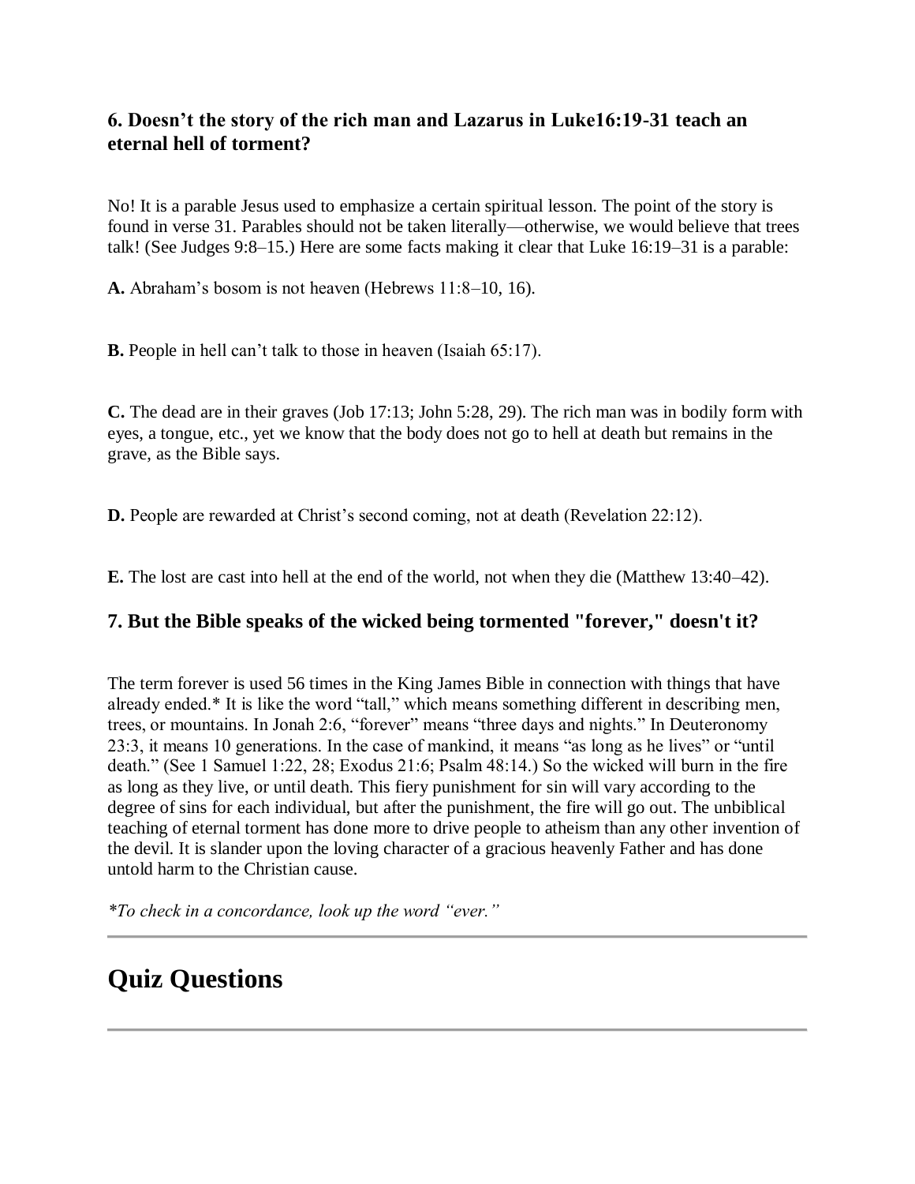### 6. Doesn’t the story of the rich man and Lazarus in Luke16:19-31 teach an eternal hell of torment?

No! It is a parable Jesus used to emphasize a certain spiritual lesson. The point of the story is found in verse 31. Parables should not be taken literally—otherwise, we would believe that trees talk! (See Judges 9:8–15.) Here are some facts making it clear that Luke 16:19–31 is a parable:

**A.** Abraham’s bosom is not heaven (Hebrews 11:8–10, 16).

**B.** People in hell can’t talk to those in heaven (Isaiah 65:17).

**C.** The dead are in their graves (Job 17:13; John 5:28, 29). The rich man was in bodily form with eyes, a tongue, etc., yet we know that the body does not go to hell at death but remains in the grave, as the Bible says.

**D.** People are rewarded at Christ’s second coming, not at death (Revelation 22:12).

**E.** The lost are cast into hell at the end of the world, not when they die (Matthew 13:40–42).

### 7. But the Bible speaks of the wicked being tormented "forever," doesn't it?

The term forever is used 56 times in the King James Bible in connection with things that have already ended.* It is like the word “tall,” which means something different in describing men, trees, or mountains. In Jonah 2:6, “forever” means “three days and nights.” In Deuteronomy 23:3, it means 10 generations. In the case of mankind, it means “as long as he lives” or “until death.” (See 1 Samuel 1:22, 28; Exodus 21:6; Psalm 48:14.) So the wicked will burn in the fire as long as they live, or until death. This fiery punishment for sin will vary according to the degree of sins for each individual, but after the punishment, the fire will go out. The unbiblical teaching of eternal torment has done more to drive people to atheism than any other invention of the devil. It is slander upon the loving character of a gracious heavenly Father and has done untold harm to the Christian cause.

*\*To check in a concordance, look up the word “ever.”*

---

## Quiz Questions

---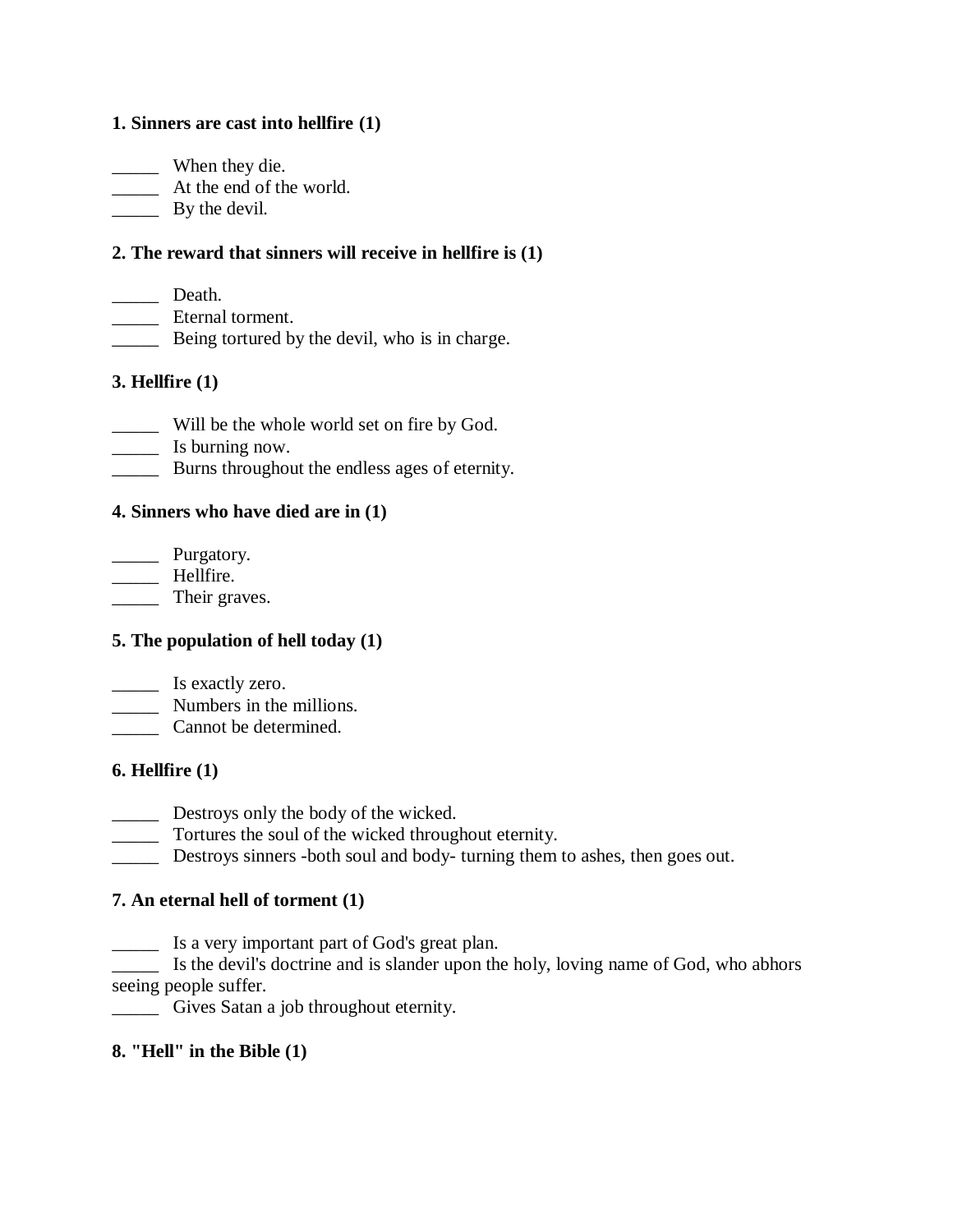**1. Sinners are cast into hellfire (1)**

_____ When they die.
_____ At the end of the world.
_____ By the devil.

**2. The reward that sinners will receive in hellfire is (1)**

_____ Death.
_____ Eternal torment.
_____ Being tortured by the devil, who is in charge.

**3. Hellfire (1)**

_____ Will be the whole world set on fire by God.
_____ Is burning now.
_____ Burns throughout the endless ages of eternity.

**4. Sinners who have died are in (1)**

_____ Purgatory.
_____ Hellfire.
_____ Their graves.

**5. The population of hell today (1)**

_____ Is exactly zero.
_____ Numbers in the millions.
_____ Cannot be determined.

**6. Hellfire (1)**

_____ Destroys only the body of the wicked.
_____ Tortures the soul of the wicked throughout eternity.
_____ Destroys sinners -both soul and body- turning them to ashes, then goes out.

**7. An eternal hell of torment (1)**

_____ Is a very important part of God's great plan.
_____ Is the devil's doctrine and is slander upon the holy, loving name of God, who abhors seeing people suffer.
_____ Gives Satan a job throughout eternity.

**8. "Hell" in the Bible (1)**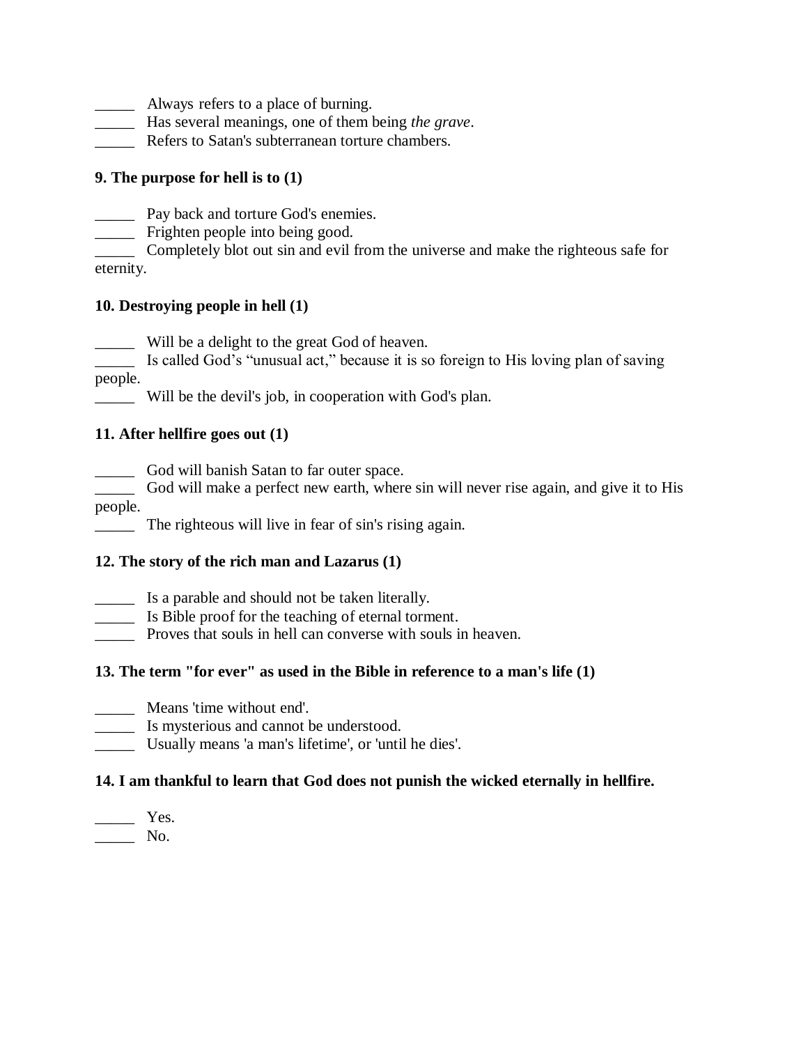_____ Always refers to a place of burning.
_____ Has several meanings, one of them being *the grave*.
_____ Refers to Satan's subterranean torture chambers.

**9. The purpose for hell is to (1)**

_____ Pay back and torture God's enemies.
_____ Frighten people into being good.
_____ Completely blot out sin and evil from the universe and make the righteous safe for eternity.

**10. Destroying people in hell (1)**

_____ Will be a delight to the great God of heaven.
_____ Is called God's "unusual act," because it is so foreign to His loving plan of saving people.
_____ Will be the devil's job, in cooperation with God's plan.

**11. After hellfire goes out (1)**

_____ God will banish Satan to far outer space.
_____ God will make a perfect new earth, where sin will never rise again, and give it to His people.
_____ The righteous will live in fear of sin's rising again.

**12. The story of the rich man and Lazarus (1)**

_____ Is a parable and should not be taken literally.
_____ Is Bible proof for the teaching of eternal torment.
_____ Proves that souls in hell can converse with souls in heaven.

**13. The term "for ever" as used in the Bible in reference to a man's life (1)**

_____ Means 'time without end'.
_____ Is mysterious and cannot be understood.
_____ Usually means 'a man's lifetime', or 'until he dies'.

**14. I am thankful to learn that God does not punish the wicked eternally in hellfire.**

_____ Yes.
_____ No.